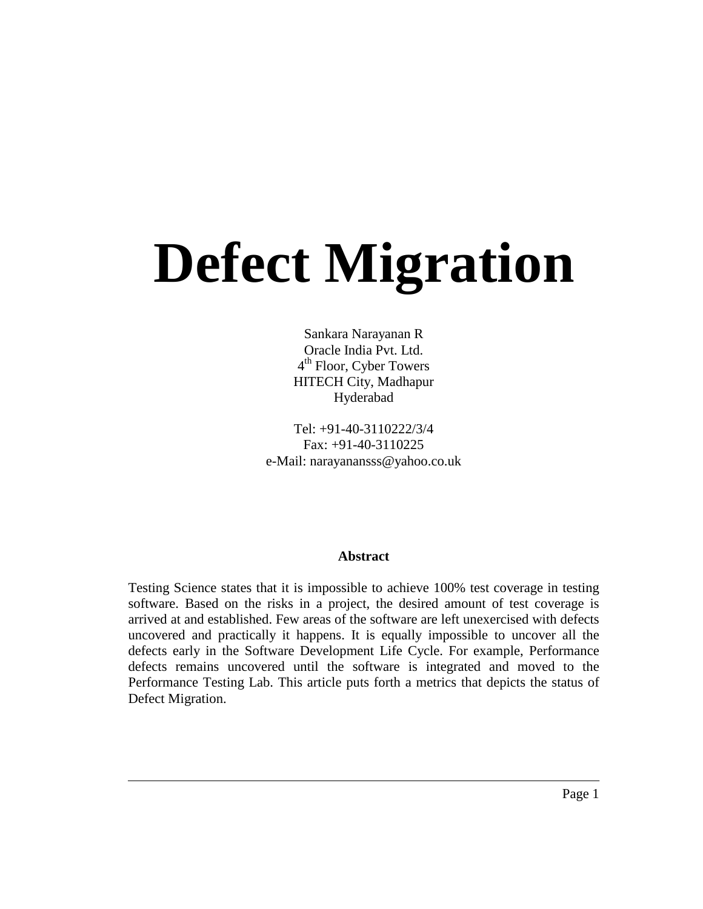# Defect Migration

Sankara Narayanan R
Oracle India Pvt. Ltd.
4th Floor, Cyber Towers
HITECH City, Madhapur
Hyderabad

Tel: +91-40-3110222/3/4
Fax: +91-40-3110225
e-Mail: narayanansss@yahoo.co.uk

**Abstract**

Testing Science states that it is impossible to achieve 100% test coverage in testing software. Based on the risks in a project, the desired amount of test coverage is arrived at and established. Few areas of the software are left unexercised with defects uncovered and practically it happens. It is equally impossible to uncover all the defects early in the Software Development Life Cycle. For example, Performance defects remains uncovered until the software is integrated and moved to the Performance Testing Lab. This article puts forth a metrics that depicts the status of Defect Migration.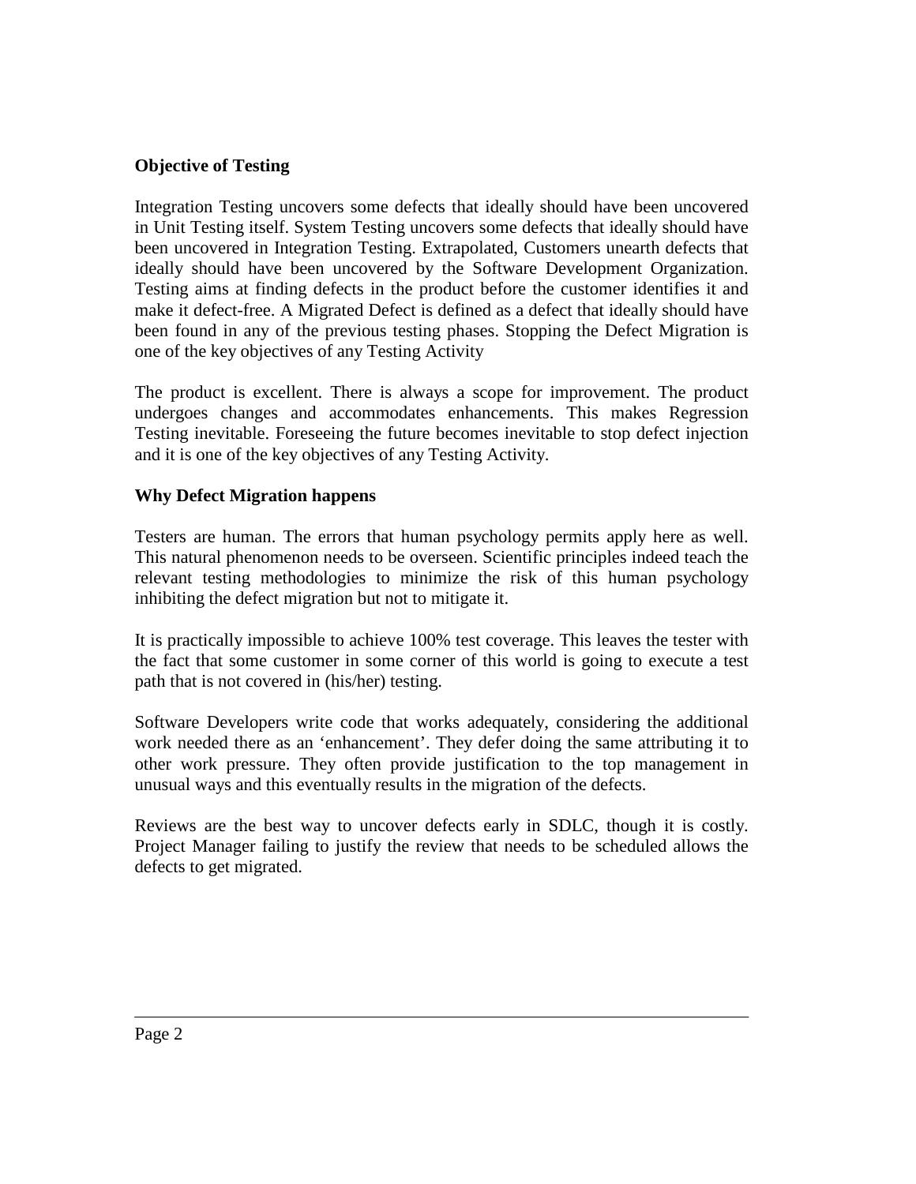**Objective of Testing**

Integration Testing uncovers some defects that ideally should have been uncovered in Unit Testing itself. System Testing uncovers some defects that ideally should have been uncovered in Integration Testing. Extrapolated, Customers unearth defects that ideally should have been uncovered by the Software Development Organization. Testing aims at finding defects in the product before the customer identifies it and make it defect-free. A Migrated Defect is defined as a defect that ideally should have been found in any of the previous testing phases. Stopping the Defect Migration is one of the key objectives of any Testing Activity

The product is excellent. There is always a scope for improvement. The product undergoes changes and accommodates enhancements. This makes Regression Testing inevitable. Foreseeing the future becomes inevitable to stop defect injection and it is one of the key objectives of any Testing Activity.

**Why Defect Migration happens**

Testers are human. The errors that human psychology permits apply here as well. This natural phenomenon needs to be overseen. Scientific principles indeed teach the relevant testing methodologies to minimize the risk of this human psychology inhibiting the defect migration but not to mitigate it.

It is practically impossible to achieve 100% test coverage. This leaves the tester with the fact that some customer in some corner of this world is going to execute a test path that is not covered in (his/her) testing.

Software Developers write code that works adequately, considering the additional work needed there as an 'enhancement'. They defer doing the same attributing it to other work pressure. They often provide justification to the top management in unusual ways and this eventually results in the migration of the defects.

Reviews are the best way to uncover defects early in SDLC, though it is costly. Project Manager failing to justify the review that needs to be scheduled allows the defects to get migrated.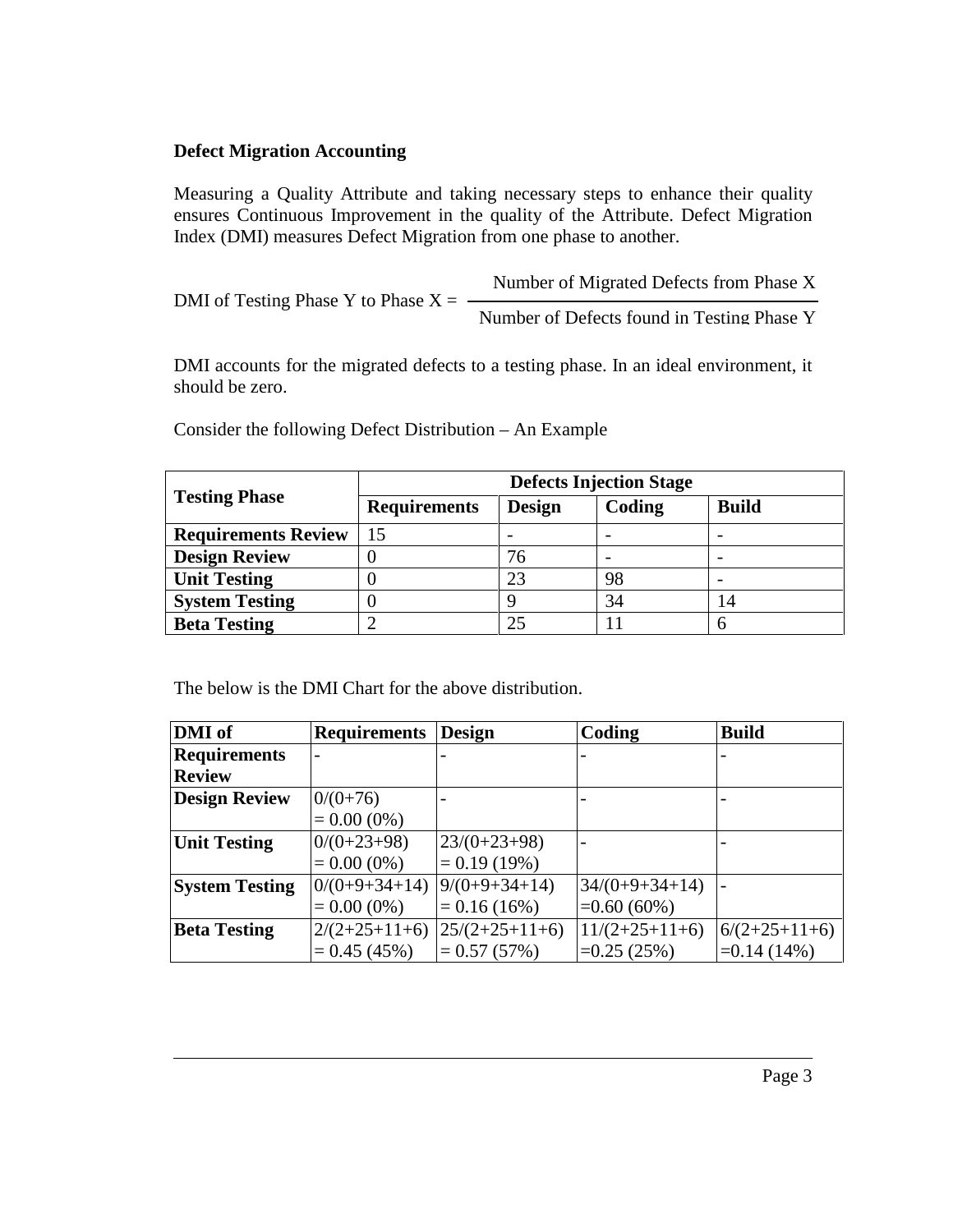**Defect Migration Accounting**

Measuring a Quality Attribute and taking necessary steps to enhance their quality ensures Continuous Improvement in the quality of the Attribute. Defect Migration Index (DMI) measures Defect Migration from one phase to another.

$$\text{DMI of Testing Phase Y to Phase X} = \frac{\text{Number of Migrated Defects from Phase X}}{\text{Number of Defects found in Testing Phase Y}}$$

DMI accounts for the migrated defects to a testing phase. In an ideal environment, it should be zero.

Consider the following Defect Distribution – An Example

| **Testing Phase** | **Defects Injection Stage** | | | |
|---|---|---|---|---|
| | **Requirements** | **Design** | **Coding** | **Build** |
| **Requirements Review** | 15 | - | - | - |
| **Design Review** | 0 | 76 | - | - |
| **Unit Testing** | 0 | 23 | 98 | - |
| **System Testing** | 0 | 9 | 34 | 14 |
| **Beta Testing** | 2 | 25 | 11 | 6 |

The below is the DMI Chart for the above distribution.

| **DMI of** | **Requirements** | **Design** | **Coding** | **Build** |
|---|---|---|---|---|
| **Requirements Review** | - | - | - | - |
| **Design Review** | 0/(0+76) = 0.00 (0%) | - | - | - |
| **Unit Testing** | 0/(0+23+98) = 0.00 (0%) | 23/(0+23+98) = 0.19 (19%) | - | - |
| **System Testing** | 0/(0+9+34+14) = 0.00 (0%) | 9/(0+9+34+14) = 0.16 (16%) | 34/(0+9+34+14) =0.60 (60%) | - |
| **Beta Testing** | 2/(2+25+11+6) = 0.45 (45%) | 25/(2+25+11+6) = 0.57 (57%) | 11/(2+25+11+6) =0.25 (25%) | 6/(2+25+11+6) =0.14 (14%) |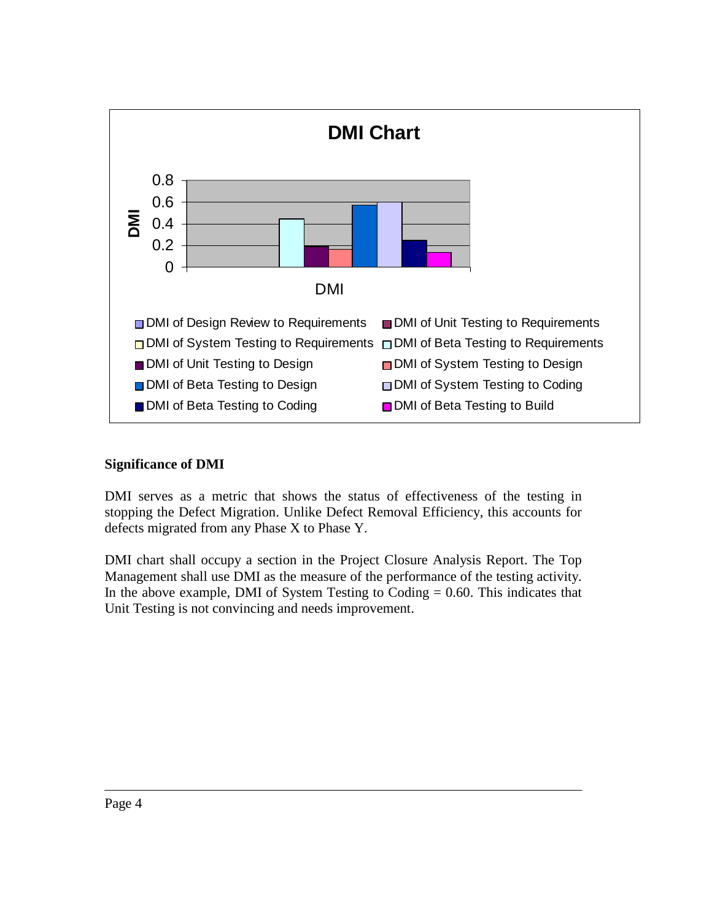**DMI Chart**

DMI

DMI

- DMI of Design Review to Requirements
- DMI of Unit Testing to Requirements
- DMI of System Testing to Requirements
- DMI of Beta Testing to Requirements
- DMI of Unit Testing to Design
- DMI of System Testing to Design
- DMI of Beta Testing to Design
- DMI of System Testing to Coding
- DMI of Beta Testing to Coding
- DMI of Beta Testing to Build

**Significance of DMI**

DMI serves as a metric that shows the status of effectiveness of the testing in stopping the Defect Migration. Unlike Defect Removal Efficiency, this accounts for defects migrated from any Phase X to Phase Y.

DMI chart shall occupy a section in the Project Closure Analysis Report. The Top Management shall use DMI as the measure of the performance of the testing activity. In the above example, DMI of System Testing to Coding = 0.60. This indicates that Unit Testing is not convincing and needs improvement.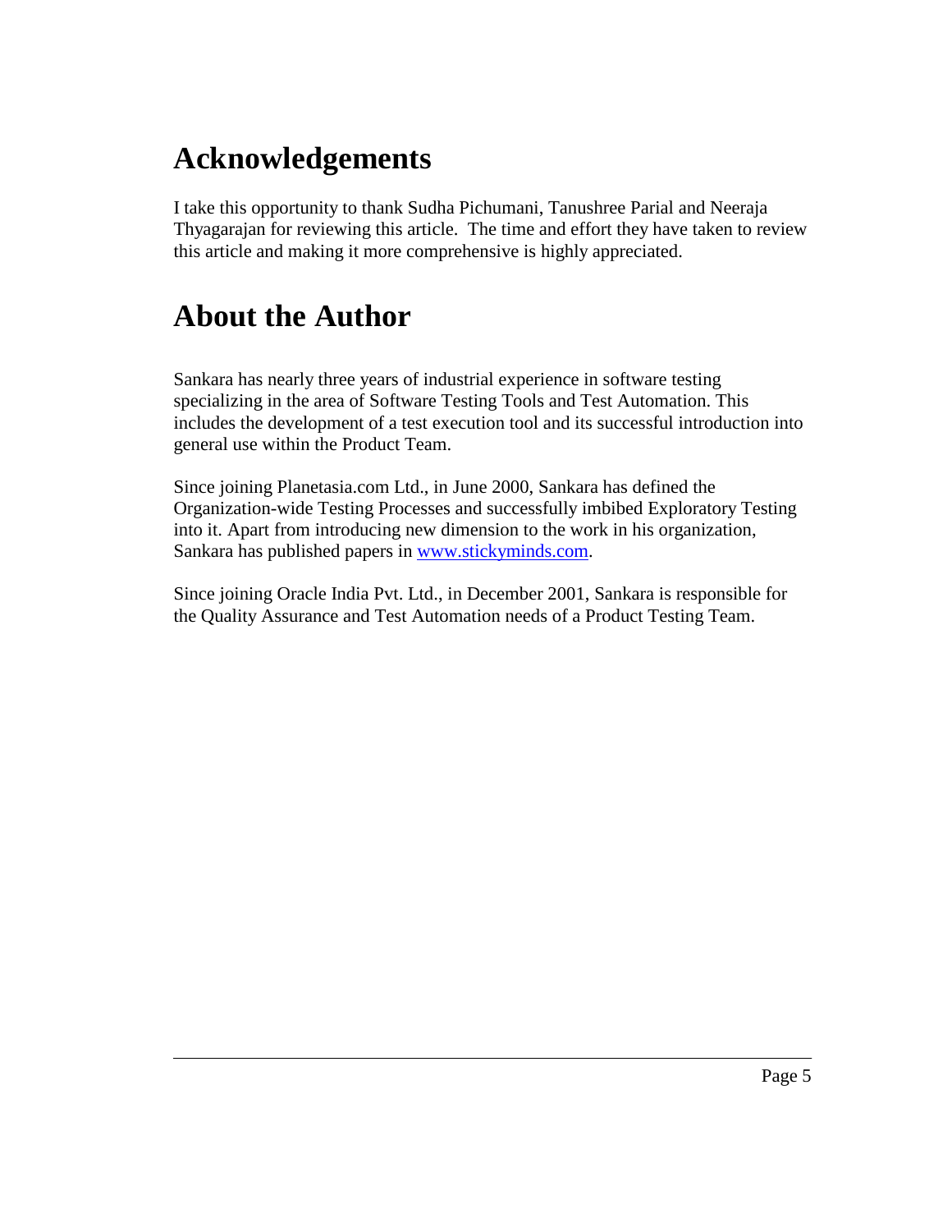# Acknowledgements

I take this opportunity to thank Sudha Pichumani, Tanushree Parial and Neeraja Thyagarajan for reviewing this article. The time and effort they have taken to review this article and making it more comprehensive is highly appreciated.

# About the Author

Sankara has nearly three years of industrial experience in software testing specializing in the area of Software Testing Tools and Test Automation. This includes the development of a test execution tool and its successful introduction into general use within the Product Team.

Since joining Planetasia.com Ltd., in June 2000, Sankara has defined the Organization-wide Testing Processes and successfully imbibed Exploratory Testing into it. Apart from introducing new dimension to the work in his organization, Sankara has published papers in [www.stickyminds.com](http://www.stickyminds.com).

Since joining Oracle India Pvt. Ltd., in December 2001, Sankara is responsible for the Quality Assurance and Test Automation needs of a Product Testing Team.